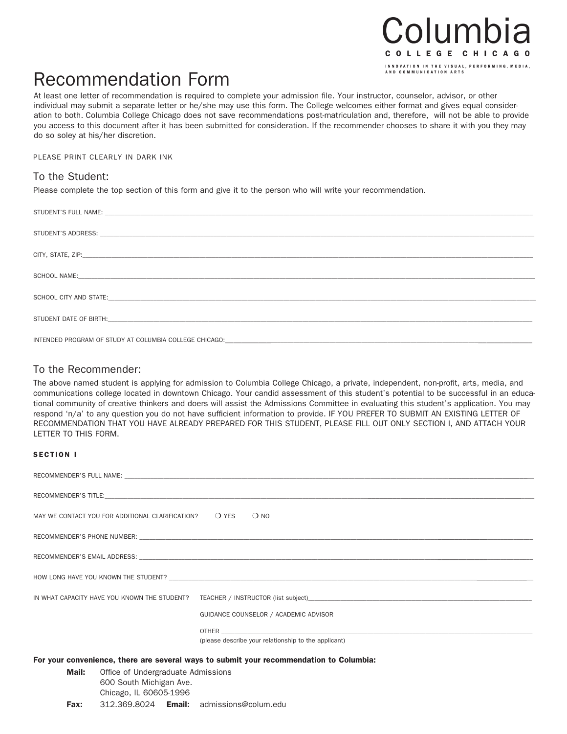Columbia

COLLEGE CHICAGO

INNOVATION IN THE VISUAL, PERFORMING, MEDIA, AND COMMUNICATION ARTS

# Recommendation Form

At least one letter of recommendation is required to complete your admission file. Your instructor, counselor, advisor, or other individual may submit a separate letter or he/she may use this form. The College welcomes either format and gives equal consideration to both. Columbia College Chicago does not save recommendations post-matriculation and, therefore, will not be able to provide you access to this document after it has been submitted for consideration. If the recommender chooses to share it with you they may do so soley at his/her discretion.

PLEASE PRINT CLEARLY IN DARK INK

## To the Student:

Please complete the top section of this form and give it to the person who will write your recommendation.

STUDENT'S FULL NAME: ______________________________

STUDENT'S ADDRESS: ______________________________

CITY, STATE, ZIP: ______________________________

SCHOOL NAME: ______________________________

SCHOOL CITY AND STATE: ______________________________

STUDENT DATE OF BIRTH: ______________________________

INTENDED PROGRAM OF STUDY AT COLUMBIA COLLEGE CHICAGO: ______________________________

## To the Recommender:

The above named student is applying for admission to Columbia College Chicago, a private, independent, non-profit, arts, media, and communications college located in downtown Chicago. Your candid assessment of this student's potential to be successful in an educational community of creative thinkers and doers will assist the Admissions Committee in evaluating this student's application. You may respond 'n/a' to any question you do not have sufficient information to provide. IF YOU PREFER TO SUBMIT AN EXISTING LETTER OF RECOMMENDATION THAT YOU HAVE ALREADY PREPARED FOR THIS STUDENT, PLEASE FILL OUT ONLY SECTION I, AND ATTACH YOUR LETTER TO THIS FORM.

### SECTION I

RECOMMENDER'S FULL NAME: ______________________________

RECOMMENDER'S TITLE: ______________________________

MAY WE CONTACT YOU FOR ADDITIONAL CLARIFICATION? ❍ YES ❍ NO

RECOMMENDER'S PHONE NUMBER: ______________________________

RECOMMENDER'S EMAIL ADDRESS: ______________________________

HOW LONG HAVE YOU KNOWN THE STUDENT? ______________________________

IN WHAT CAPACITY HAVE YOU KNOWN THE STUDENT?

- TEACHER / INSTRUCTOR (list subject) ______________________________
- GUIDANCE COUNSELOR / ACADEMIC ADVISOR
- OTHER ______________________________
  (please describe your relationship to the applicant)

**For your convenience, there are several ways to submit your recommendation to Columbia:**

**Mail:** Office of Undergraduate Admissions
600 South Michigan Ave.
Chicago, IL 60605-1996

**Fax:** 312.369.8024 **Email:** admissions@colum.edu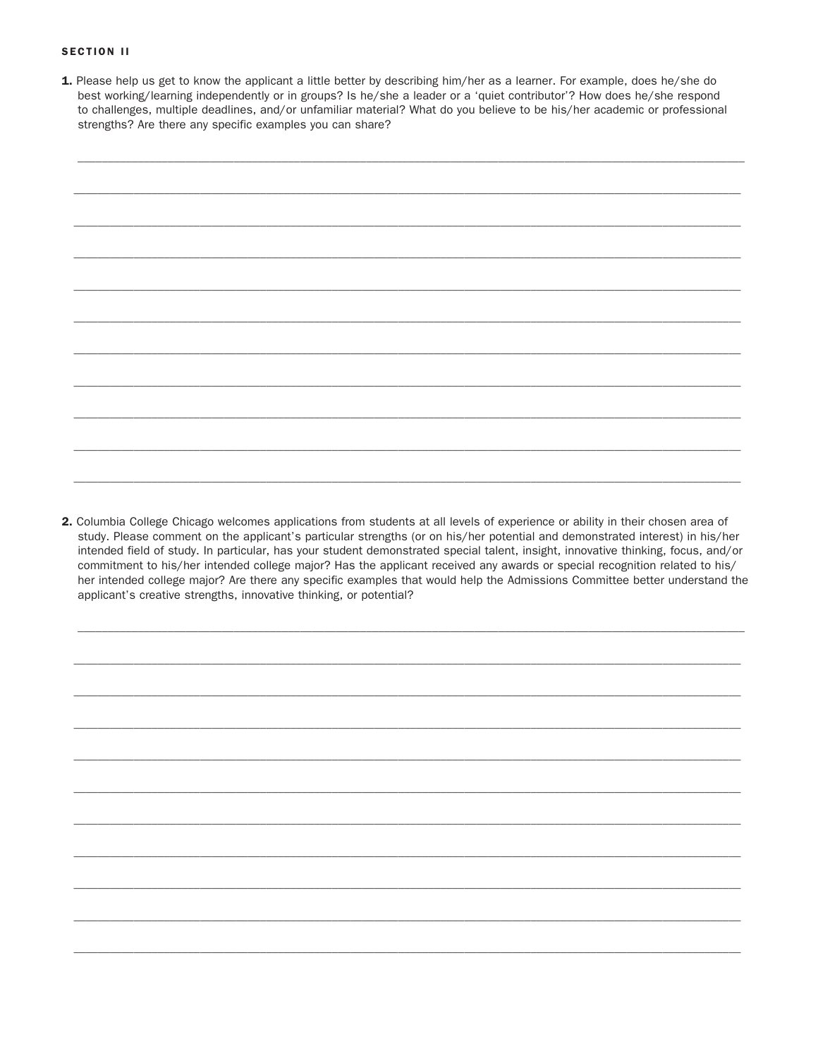**SECTION II**

1. Please help us get to know the applicant a little better by describing him/her as a learner. For example, does he/she do best working/learning independently or in groups? Is he/she a leader or a 'quiet contributor'? How does he/she respond to challenges, multiple deadlines, and/or unfamiliar material? What do you believe to be his/her academic or professional strengths? Are there any specific examples you can share?

2. Columbia College Chicago welcomes applications from students at all levels of experience or ability in their chosen area of study. Please comment on the applicant's particular strengths (or on his/her potential and demonstrated interest) in his/her intended field of study. In particular, has your student demonstrated special talent, insight, innovative thinking, focus, and/or commitment to his/her intended college major? Has the applicant received any awards or special recognition related to his/her intended college major? Are there any specific examples that would help the Admissions Committee better understand the applicant's creative strengths, innovative thinking, or potential?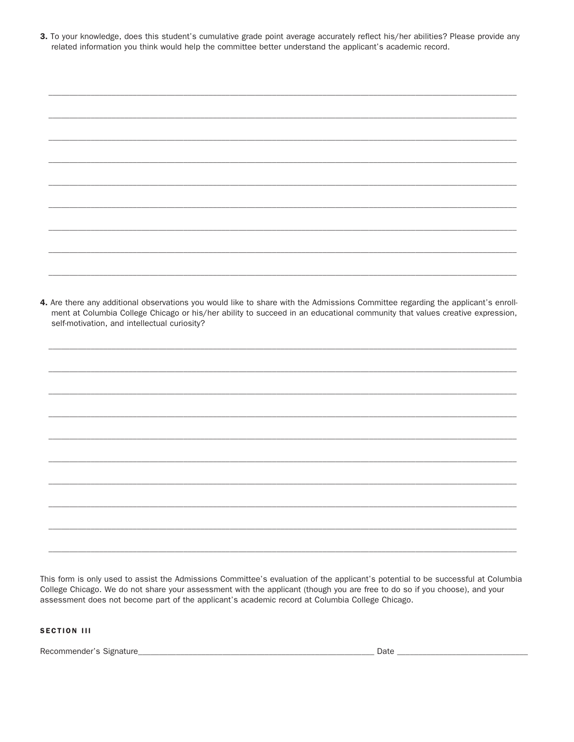**3.** To your knowledge, does this student's cumulative grade point average accurately reflect his/her abilities? Please provide any related information you think would help the committee better understand the applicant's academic record.

______________________________________________________________________________________________

______________________________________________________________________________________________

______________________________________________________________________________________________

______________________________________________________________________________________________

______________________________________________________________________________________________

______________________________________________________________________________________________

______________________________________________________________________________________________

______________________________________________________________________________________________

______________________________________________________________________________________________

**4.** Are there any additional observations you would like to share with the Admissions Committee regarding the applicant's enrollment at Columbia College Chicago or his/her ability to succeed in an educational community that values creative expression, self-motivation, and intellectual curiosity?

______________________________________________________________________________________________

______________________________________________________________________________________________

______________________________________________________________________________________________

______________________________________________________________________________________________

______________________________________________________________________________________________

______________________________________________________________________________________________

______________________________________________________________________________________________

______________________________________________________________________________________________

______________________________________________________________________________________________

______________________________________________________________________________________________

This form is only used to assist the Admissions Committee's evaluation of the applicant's potential to be successful at Columbia College Chicago. We do not share your assessment with the applicant (though you are free to do so if you choose), and your assessment does not become part of the applicant's academic record at Columbia College Chicago.

**SECTION III**

Recommender's Signature_______________________________________________________ Date ______________________________